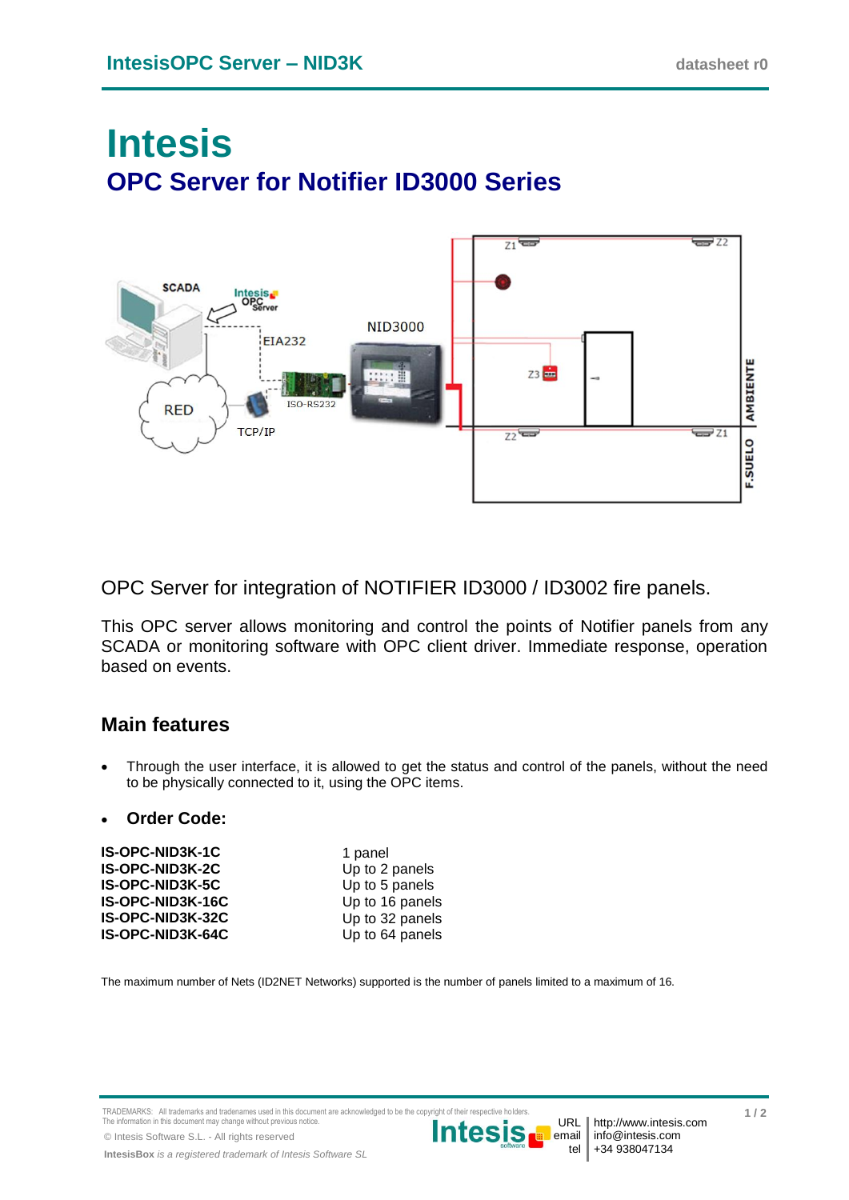# Intesis

## OPC Server for Notifier ID3000 Series

OPC Server for integration of NOTIFIER ID3000 / ID3002 fire panels.

This OPC server allows monitoring and control the points of Notifier panels from any SCADA or monitoring software with OPC client driver. Immediate response, operation based on events.

### Main features

- Through the user interface, it is allowed to get the status and control of the panels, without the need to be physically connected to it, using the OPC items.

- **Order Code:**

| | |
|---|---|
| **IS-OPC-NID3K-1C** | 1 panel |
| **IS-OPC-NID3K-2C** | Up to 2 panels |
| **IS-OPC-NID3K-5C** | Up to 5 panels |
| **IS-OPC-NID3K-16C** | Up to 16 panels |
| **IS-OPC-NID3K-32C** | Up to 32 panels |
| **IS-OPC-NID3K-64C** | Up to 64 panels |

The maximum number of Nets (ID2NET Networks) supported is the number of panels limited to a maximum of 16.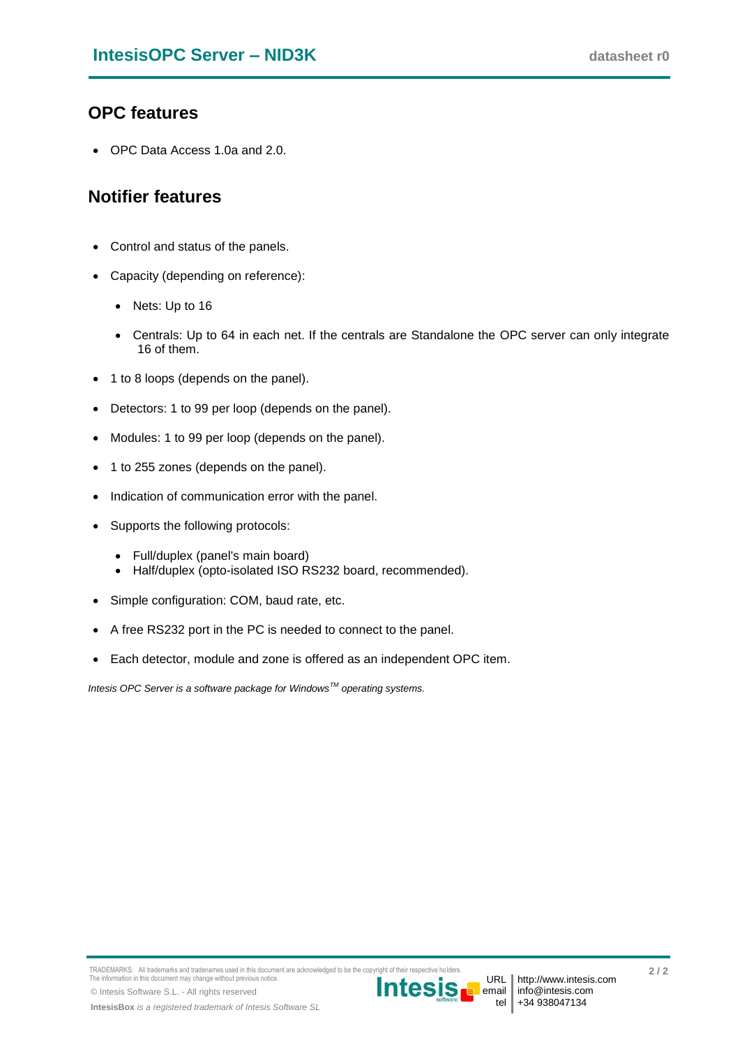## OPC features

- OPC Data Access 1.0a and 2.0.

## Notifier features

- Control and status of the panels.
- Capacity (depending on reference):
  - Nets: Up to 16
  - Centrals: Up to 64 in each net. If the centrals are Standalone the OPC server can only integrate 16 of them.
- 1 to 8 loops (depends on the panel).
- Detectors: 1 to 99 per loop (depends on the panel).
- Modules: 1 to 99 per loop (depends on the panel).
- 1 to 255 zones (depends on the panel).
- Indication of communication error with the panel.
- Supports the following protocols:
  - Full/duplex (panel's main board)
  - Half/duplex (opto-isolated ISO RS232 board, recommended).
- Simple configuration: COM, baud rate, etc.
- A free RS232 port in the PC is needed to connect to the panel.
- Each detector, module and zone is offered as an independent OPC item.

*Intesis OPC Server is a software package for Windows™ operating systems.*

TRADEMARKS: All trademarks and tradenames used in this document are acknowledged to be the copyright of their respective holders.
The information in this document may change without previous notice.

© Intesis Software S.L. - All rights reserved

**IntesisBox** *is a registered trademark of Intesis Software SL*

URL http://www.intesis.com
email info@intesis.com
tel +34 938047134